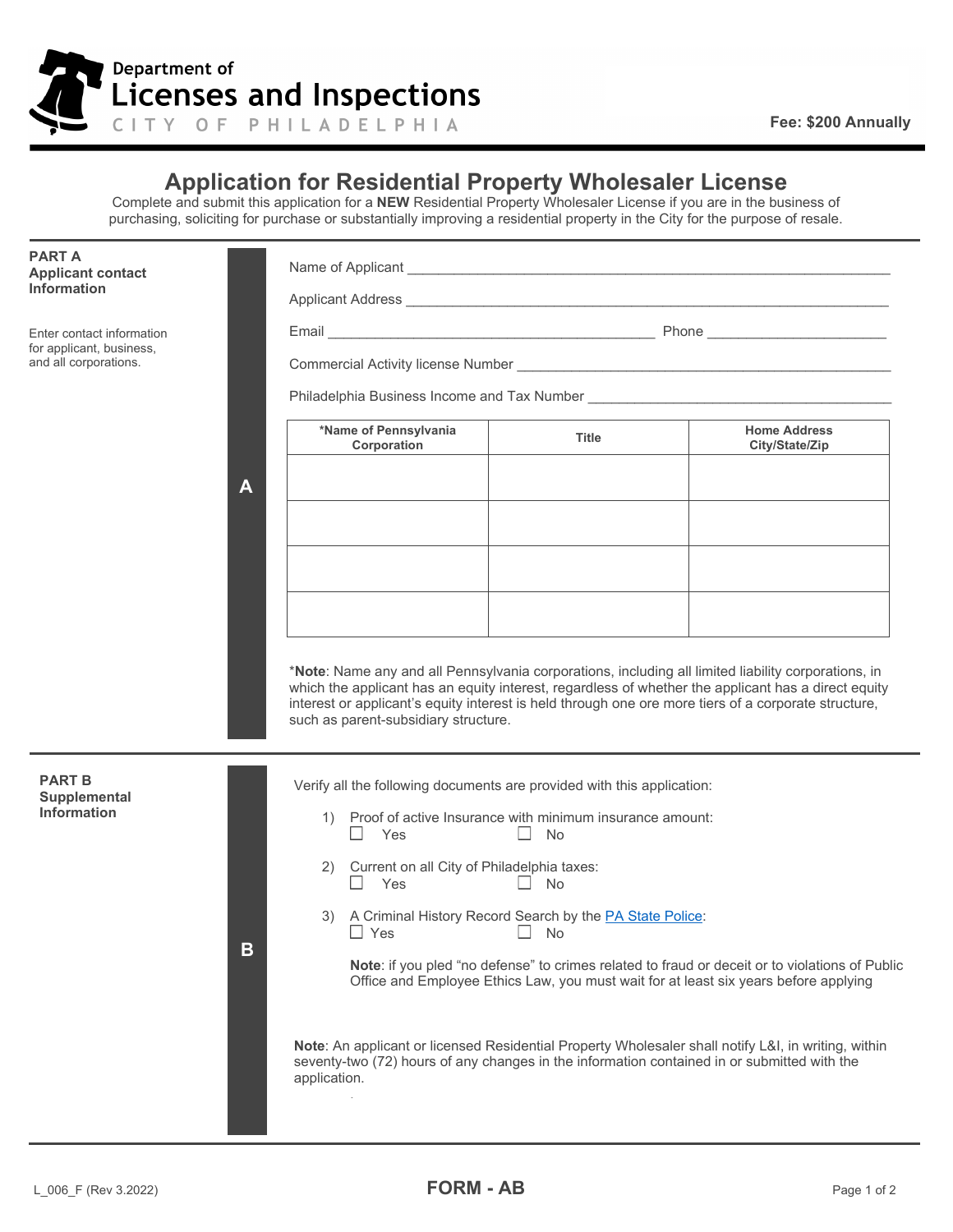Department of
Licenses and Inspections
CITY OF PHILADELPHIA

**Fee: $200 Annually**

# Application for Residential Property Wholesaler License

Complete and submit this application for a **NEW** Residential Property Wholesaler License if you are in the business of purchasing, soliciting for purchase or substantially improving a residential property in the City for the purpose of resale.

## PART A Applicant contact Information

Enter contact information for applicant, business, and all corporations.

Name of Applicant ______________________________________________

Applicant Address ______________________________________________

Email ______________________________ Phone ____________________

Commercial Activity license Number ______________________________

Philadelphia Business Income and Tax Number ______________________

| *Name of Pennsylvania Corporation | Title | Home Address City/State/Zip |
|---|---|---|
| | | |
| | | |
| | | |
| | | |

*__Note__: Name any and all Pennsylvania corporations, including all limited liability corporations, in which the applicant has an equity interest, regardless of whether the applicant has a direct equity interest or applicant's equity interest is held through one ore more tiers of a corporate structure, such as parent-subsidiary structure.

## PART B Supplemental Information

Verify all the following documents are provided with this application:

1) Proof of active Insurance with minimum insurance amount:
   ☐ Yes ☐ No

2) Current on all City of Philadelphia taxes:
   ☐ Yes ☐ No

3) A Criminal History Record Search by the PA State Police:
   ☐ Yes ☐ No

   **Note**: if you pled "no defense" to crimes related to fraud or deceit or to violations of Public Office and Employee Ethics Law, you must wait for at least six years before applying

**Note**: An applicant or licensed Residential Property Wholesaler shall notify L&I, in writing, within seventy-two (72) hours of any changes in the information contained in or submitted with the application.

L_006_F (Rev 3.2022) **FORM - AB**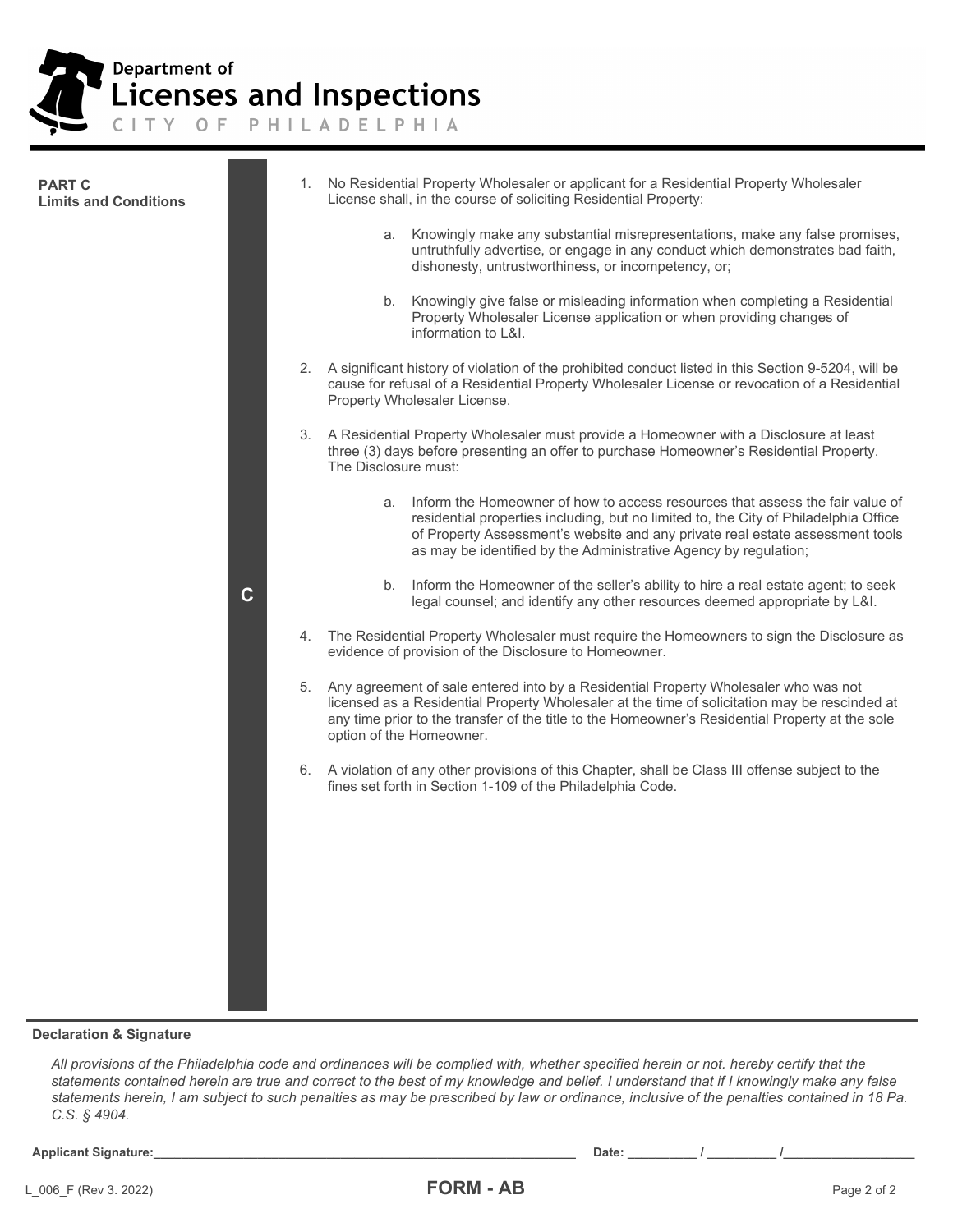Department of
Licenses and Inspections
CITY OF PHILADELPHIA

**PART C**
**Limits and Conditions**

C

1. No Residential Property Wholesaler or applicant for a Residential Property Wholesaler License shall, in the course of soliciting Residential Property:

    a. Knowingly make any substantial misrepresentations, make any false promises, untruthfully advertise, or engage in any conduct which demonstrates bad faith, dishonesty, untrustworthiness, or incompetency, or;

    b. Knowingly give false or misleading information when completing a Residential Property Wholesaler License application or when providing changes of information to L&I.

2. A significant history of violation of the prohibited conduct listed in this Section 9-5204, will be cause for refusal of a Residential Property Wholesaler License or revocation of a Residential Property Wholesaler License.

3. A Residential Property Wholesaler must provide a Homeowner with a Disclosure at least three (3) days before presenting an offer to purchase Homeowner's Residential Property. The Disclosure must:

    a. Inform the Homeowner of how to access resources that assess the fair value of residential properties including, but no limited to, the City of Philadelphia Office of Property Assessment's website and any private real estate assessment tools as may be identified by the Administrative Agency by regulation;

    b. Inform the Homeowner of the seller's ability to hire a real estate agent; to seek legal counsel; and identify any other resources deemed appropriate by L&I.

4. The Residential Property Wholesaler must require the Homeowners to sign the Disclosure as evidence of provision of the Disclosure to Homeowner.

5. Any agreement of sale entered into by a Residential Property Wholesaler who was not licensed as a Residential Property Wholesaler at the time of solicitation may be rescinded at any time prior to the transfer of the title to the Homeowner's Residential Property at the sole option of the Homeowner.

6. A violation of any other provisions of this Chapter, shall be Class III offense subject to the fines set forth in Section 1-109 of the Philadelphia Code.

**Declaration & Signature**

*All provisions of the Philadelphia code and ordinances will be complied with, whether specified herein or not. hereby certify that the statements contained herein are true and correct to the best of my knowledge and belief. I understand that if I knowingly make any false statements herein, I am subject to such penalties as may be prescribed by law or ordinance, inclusive of the penalties contained in 18 Pa. C.S. § 4904.*

**Applicant Signature:**_______________________________ **Date:** _________ / _________ /_________________

L_006_F (Rev 3. 2022)

**FORM - AB**